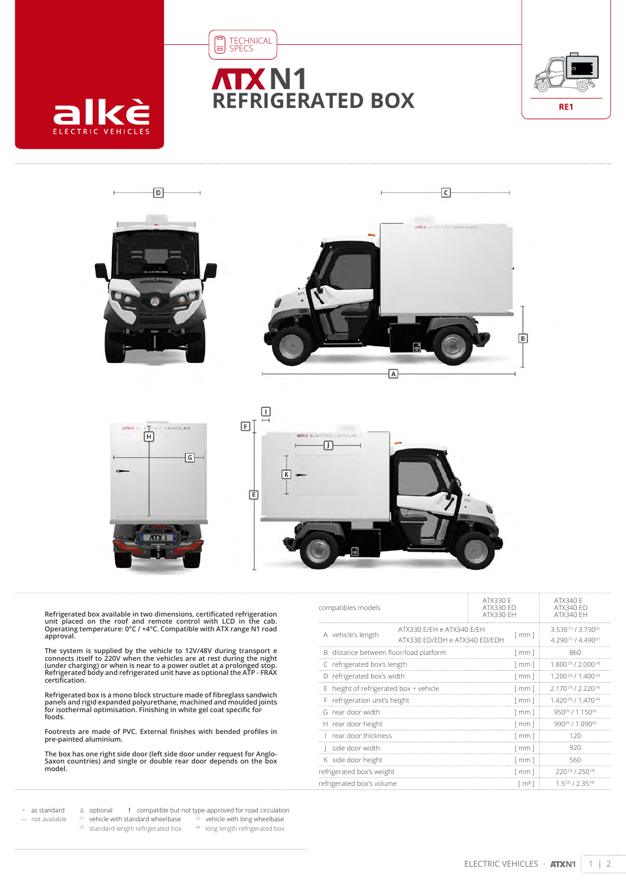alkè ELECTRIC VEHICLES

TECHNICAL SPECS

# ATX N1 REFRIGERATED BOX

RE1

Refrigerated box available in two dimensions, certificated refrigeration unit placed on the roof and remote control with LCD in the cab. Operating temperature: 0°C / +4°C. Compatible with ATX range N1 road approval.

The system is supplied by the vehicle to 12V/48V during transport e connects itself to 220V when the vehicles are at rest during the night (under charging) or when is near to a power outlet at a prolonged stop. Refrigerated body and refrigerated unit have as optional the ATP - FRAX certification.

Refrigerated box is a mono block structure made of fibreglass sandwich panels and rigid expanded polyurethane, machined and moulded joints for isothermal optimisation. Finishing in white gel coat specific for foods.

Footrests are made of PVC. External finishes with bended profiles in pre-painted aluminium.

The box has one right side door (left side door under request for Anglo-Saxon countries) and single or double rear door depends on the box model.

| compatibles models | | | ATX330 E<br>ATX330 ED<br>ATX330 EH | ATX340 E<br>ATX340 ED<br>ATX340 EH |
|---|---|---|---|---|
| A vehicle's length | ATX330 E/EH e ATX340 E/EH | [ mm ] | 3.530 [1] / 3.730 [2] | |
| | ATX330 ED/EDH e ATX340 ED/EDH | | 4.290 [1] / 4.490 [2] | |
| B distance between floor/load platform | | [ mm ] | 860 | |
| C refrigerated box's length | | [ mm ] | 1.800 [3] / 2.000 [4] | |
| D refrigerated box's width | | [ mm ] | 1.200 [3] / 1.400 [4] | |
| E height of refrigerated box + vehicle | | [ mm ] | 2.170 [3] / 2.220 [4] | |
| F refrigeration unit's height | | [ mm ] | 1.420 [3] / 1.470 [4] | |
| G rear door width | | [ mm ] | 950 [3] / 1.150 [4] | |
| H rear door height | | [ mm ] | 990 [3] / 1.090 [4] | |
| I rear door thickness | | [ mm ] | 120 | |
| J side door width | | [ mm ] | 920 | |
| K side door height | | [ mm ] | 560 | |
| refrigerated box's weight | | [ mm ] | 220 [3] / 250 [4] | |
| refrigerated box's volume | | [ m³ ] | 1.5 [3] / 2.35 [4] | |

· as standard — not available Δ optional ! compatible but not type-approved for road circulation
[1] vehicle with standard wheelbase [2] vehicle with long wheelbase
[3] standard length refrigerated box [4] long length refrigerated box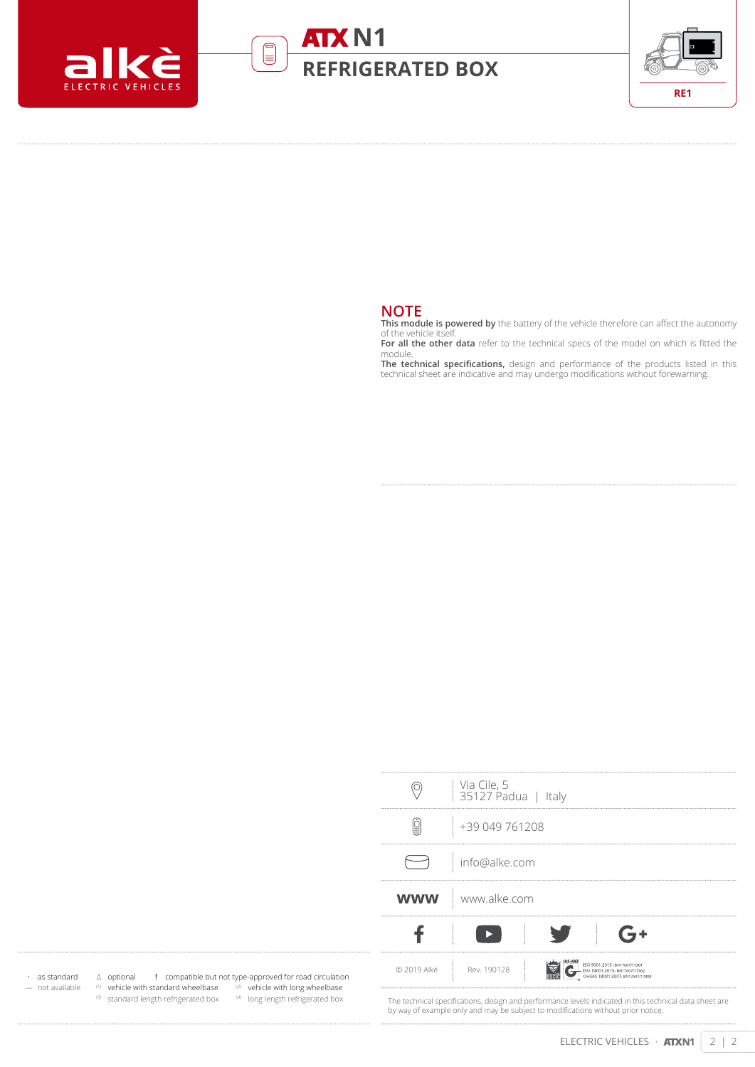# ATX N1

## REFRIGERATED BOX

RE1

## NOTE

**This module is powered by** the battery of the vehicle therefore can affect the autonomy of the vehicle itself.

**For all the other data** refer to the technical specs of the model on which is fitted the module.

**The technical specifications,** design and performance of the products listed in this technical sheet are indicative and may undergo modifications without forewarning.

Via Cile, 5
35127 Padua | Italy

+39 049 761208

info@alke.com

www.alke.com

© 2019 Alkè | Rev. 190128

ISO 9001:2015 · BNT7607/17301
ISO 14001:2015 · BNT7607/17302
OHSAS 18001:2007 · BNT7607/17303

· as standard
— not available
∆ optional
! compatible but not type-approved for road circulation
(1) vehicle with standard wheelbase
(2) vehicle with long wheelbase
(3) standard length refrigerated box
(4) long length refrigerated box

The technical specifications, design and performance levels indicated in this technical data sheet are by way of example only and may be subject to modifications without prior notice.